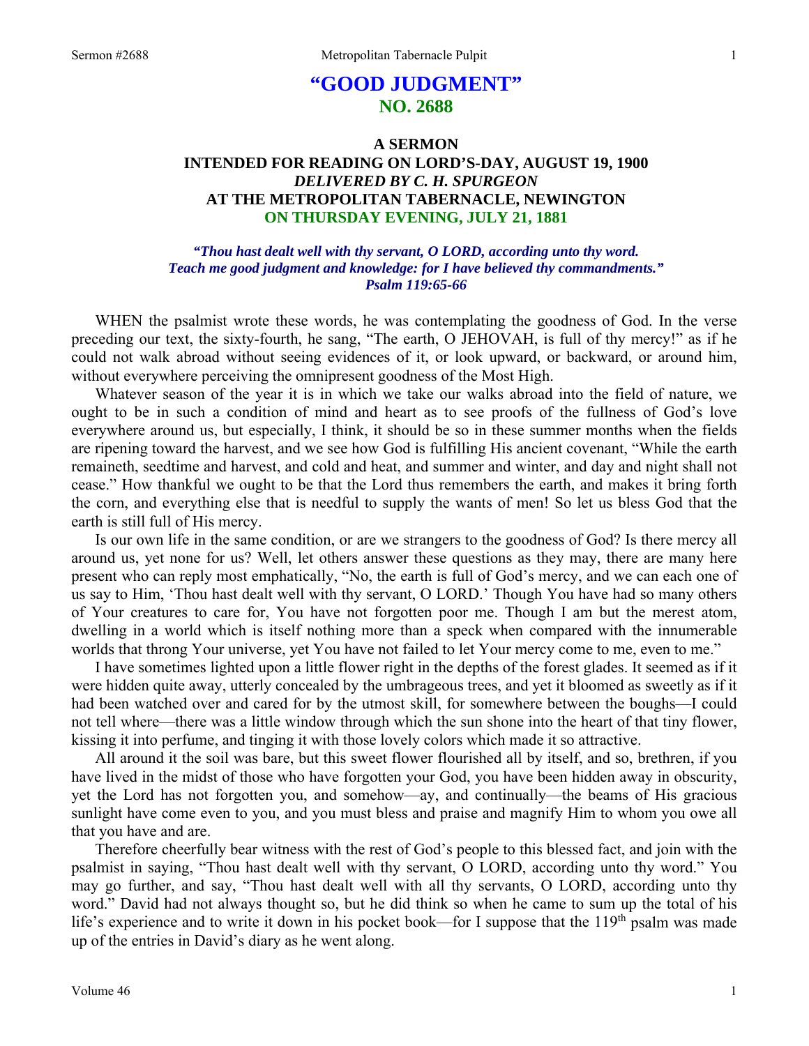# "GOOD JUDGMENT"
## NO. 2688

### A SERMON
### INTENDED FOR READING ON LORD'S-DAY, AUGUST 19, 1900
### *DELIVERED BY C. H. SPURGEON*
### AT THE METROPOLITAN TABERNACLE, NEWINGTON
### ON THURSDAY EVENING, JULY 21, 1881

*"Thou hast dealt well with thy servant, O LORD, according unto thy word. Teach me good judgment and knowledge: for I have believed thy commandments." Psalm 119:65-66*

WHEN the psalmist wrote these words, he was contemplating the goodness of God. In the verse preceding our text, the sixty-fourth, he sang, "The earth, O JEHOVAH, is full of thy mercy!" as if he could not walk abroad without seeing evidences of it, or look upward, or backward, or around him, without everywhere perceiving the omnipresent goodness of the Most High.

Whatever season of the year it is in which we take our walks abroad into the field of nature, we ought to be in such a condition of mind and heart as to see proofs of the fullness of God's love everywhere around us, but especially, I think, it should be so in these summer months when the fields are ripening toward the harvest, and we see how God is fulfilling His ancient covenant, "While the earth remaineth, seedtime and harvest, and cold and heat, and summer and winter, and day and night shall not cease." How thankful we ought to be that the Lord thus remembers the earth, and makes it bring forth the corn, and everything else that is needful to supply the wants of men! So let us bless God that the earth is still full of His mercy.

Is our own life in the same condition, or are we strangers to the goodness of God? Is there mercy all around us, yet none for us? Well, let others answer these questions as they may, there are many here present who can reply most emphatically, "No, the earth is full of God's mercy, and we can each one of us say to Him, 'Thou hast dealt well with thy servant, O LORD.' Though You have had so many others of Your creatures to care for, You have not forgotten poor me. Though I am but the merest atom, dwelling in a world which is itself nothing more than a speck when compared with the innumerable worlds that throng Your universe, yet You have not failed to let Your mercy come to me, even to me."

I have sometimes lighted upon a little flower right in the depths of the forest glades. It seemed as if it were hidden quite away, utterly concealed by the umbrageous trees, and yet it bloomed as sweetly as if it had been watched over and cared for by the utmost skill, for somewhere between the boughs—I could not tell where—there was a little window through which the sun shone into the heart of that tiny flower, kissing it into perfume, and tinging it with those lovely colors which made it so attractive.

All around it the soil was bare, but this sweet flower flourished all by itself, and so, brethren, if you have lived in the midst of those who have forgotten your God, you have been hidden away in obscurity, yet the Lord has not forgotten you, and somehow—ay, and continually—the beams of His gracious sunlight have come even to you, and you must bless and praise and magnify Him to whom you owe all that you have and are.

Therefore cheerfully bear witness with the rest of God's people to this blessed fact, and join with the psalmist in saying, "Thou hast dealt well with thy servant, O LORD, according unto thy word." You may go further, and say, "Thou hast dealt well with all thy servants, O LORD, according unto thy word." David had not always thought so, but he did think so when he came to sum up the total of his life's experience and to write it down in his pocket book—for I suppose that the 119th psalm was made up of the entries in David's diary as he went along.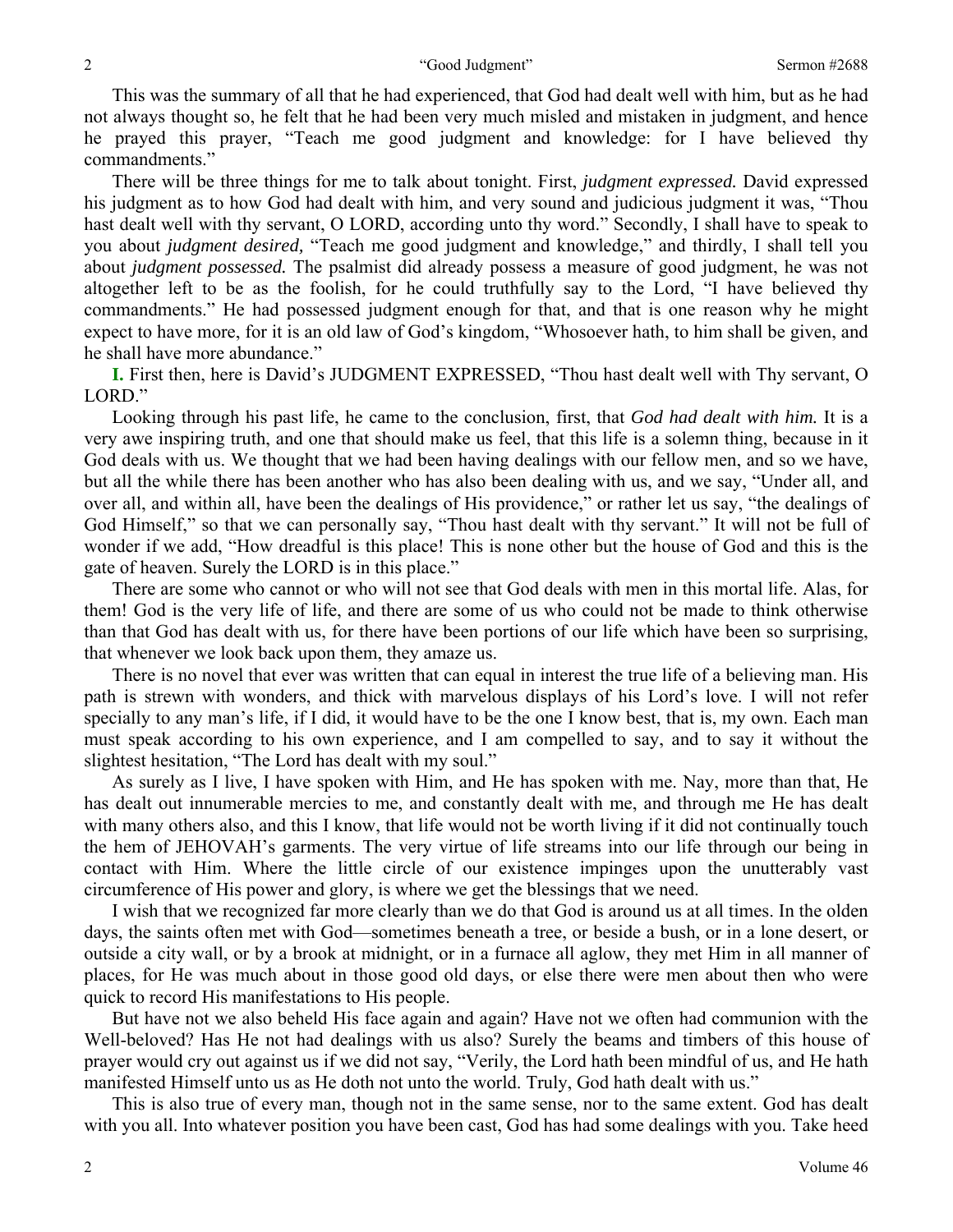This was the summary of all that he had experienced, that God had dealt well with him, but as he had not always thought so, he felt that he had been very much misled and mistaken in judgment, and hence he prayed this prayer, "Teach me good judgment and knowledge: for I have believed thy commandments."

There will be three things for me to talk about tonight. First, *judgment expressed.* David expressed his judgment as to how God had dealt with him, and very sound and judicious judgment it was, "Thou hast dealt well with thy servant, O LORD, according unto thy word." Secondly, I shall have to speak to you about *judgment desired,* "Teach me good judgment and knowledge," and thirdly, I shall tell you about *judgment possessed.* The psalmist did already possess a measure of good judgment, he was not altogether left to be as the foolish, for he could truthfully say to the Lord, "I have believed thy commandments." He had possessed judgment enough for that, and that is one reason why he might expect to have more, for it is an old law of God's kingdom, "Whosoever hath, to him shall be given, and he shall have more abundance."

**I.** First then, here is David's JUDGMENT EXPRESSED, "Thou hast dealt well with Thy servant, O LORD."

Looking through his past life, he came to the conclusion, first, that *God had dealt with him.* It is a very awe inspiring truth, and one that should make us feel, that this life is a solemn thing, because in it God deals with us. We thought that we had been having dealings with our fellow men, and so we have, but all the while there has been another who has also been dealing with us, and we say, "Under all, and over all, and within all, have been the dealings of His providence," or rather let us say, "the dealings of God Himself," so that we can personally say, "Thou hast dealt with thy servant." It will not be full of wonder if we add, "How dreadful is this place! This is none other but the house of God and this is the gate of heaven. Surely the LORD is in this place."

There are some who cannot or who will not see that God deals with men in this mortal life. Alas, for them! God is the very life of life, and there are some of us who could not be made to think otherwise than that God has dealt with us, for there have been portions of our life which have been so surprising, that whenever we look back upon them, they amaze us.

There is no novel that ever was written that can equal in interest the true life of a believing man. His path is strewn with wonders, and thick with marvelous displays of his Lord's love. I will not refer specially to any man's life, if I did, it would have to be the one I know best, that is, my own. Each man must speak according to his own experience, and I am compelled to say, and to say it without the slightest hesitation, "The Lord has dealt with my soul."

As surely as I live, I have spoken with Him, and He has spoken with me. Nay, more than that, He has dealt out innumerable mercies to me, and constantly dealt with me, and through me He has dealt with many others also, and this I know, that life would not be worth living if it did not continually touch the hem of JEHOVAH's garments. The very virtue of life streams into our life through our being in contact with Him. Where the little circle of our existence impinges upon the unutterably vast circumference of His power and glory, is where we get the blessings that we need.

I wish that we recognized far more clearly than we do that God is around us at all times. In the olden days, the saints often met with God—sometimes beneath a tree, or beside a bush, or in a lone desert, or outside a city wall, or by a brook at midnight, or in a furnace all aglow, they met Him in all manner of places, for He was much about in those good old days, or else there were men about then who were quick to record His manifestations to His people.

But have not we also beheld His face again and again? Have not we often had communion with the Well-beloved? Has He not had dealings with us also? Surely the beams and timbers of this house of prayer would cry out against us if we did not say, "Verily, the Lord hath been mindful of us, and He hath manifested Himself unto us as He doth not unto the world. Truly, God hath dealt with us."

This is also true of every man, though not in the same sense, nor to the same extent. God has dealt with you all. Into whatever position you have been cast, God has had some dealings with you. Take heed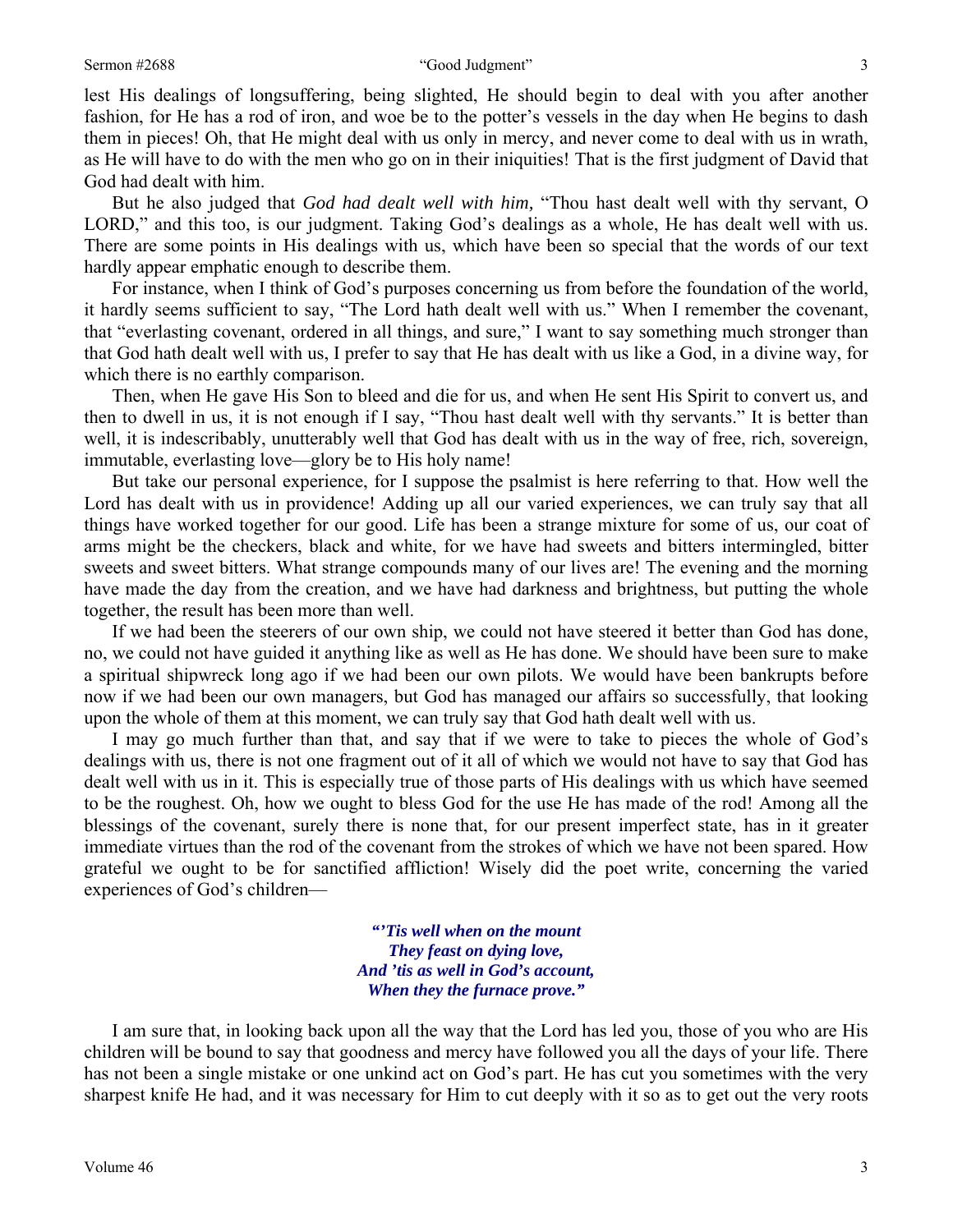lest His dealings of longsuffering, being slighted, He should begin to deal with you after another fashion, for He has a rod of iron, and woe be to the potter's vessels in the day when He begins to dash them in pieces! Oh, that He might deal with us only in mercy, and never come to deal with us in wrath, as He will have to do with the men who go on in their iniquities! That is the first judgment of David that God had dealt with him.

But he also judged that *God had dealt well with him,* "Thou hast dealt well with thy servant, O LORD," and this too, is our judgment. Taking God's dealings as a whole, He has dealt well with us. There are some points in His dealings with us, which have been so special that the words of our text hardly appear emphatic enough to describe them.

For instance, when I think of God's purposes concerning us from before the foundation of the world, it hardly seems sufficient to say, "The Lord hath dealt well with us." When I remember the covenant, that "everlasting covenant, ordered in all things, and sure," I want to say something much stronger than that God hath dealt well with us, I prefer to say that He has dealt with us like a God, in a divine way, for which there is no earthly comparison.

Then, when He gave His Son to bleed and die for us, and when He sent His Spirit to convert us, and then to dwell in us, it is not enough if I say, "Thou hast dealt well with thy servants." It is better than well, it is indescribably, unutterably well that God has dealt with us in the way of free, rich, sovereign, immutable, everlasting love—glory be to His holy name!

But take our personal experience, for I suppose the psalmist is here referring to that. How well the Lord has dealt with us in providence! Adding up all our varied experiences, we can truly say that all things have worked together for our good. Life has been a strange mixture for some of us, our coat of arms might be the checkers, black and white, for we have had sweets and bitters intermingled, bitter sweets and sweet bitters. What strange compounds many of our lives are! The evening and the morning have made the day from the creation, and we have had darkness and brightness, but putting the whole together, the result has been more than well.

If we had been the steerers of our own ship, we could not have steered it better than God has done, no, we could not have guided it anything like as well as He has done. We should have been sure to make a spiritual shipwreck long ago if we had been our own pilots. We would have been bankrupts before now if we had been our own managers, but God has managed our affairs so successfully, that looking upon the whole of them at this moment, we can truly say that God hath dealt well with us.

I may go much further than that, and say that if we were to take to pieces the whole of God's dealings with us, there is not one fragment out of it all of which we would not have to say that God has dealt well with us in it. This is especially true of those parts of His dealings with us which have seemed to be the roughest. Oh, how we ought to bless God for the use He has made of the rod! Among all the blessings of the covenant, surely there is none that, for our present imperfect state, has in it greater immediate virtues than the rod of the covenant from the strokes of which we have not been spared. How grateful we ought to be for sanctified affliction! Wisely did the poet write, concerning the varied experiences of God's children—

> *"'Tis well when on the mount*
> *They feast on dying love,*
> *And 'tis as well in God's account,*
> *When they the furnace prove."*

I am sure that, in looking back upon all the way that the Lord has led you, those of you who are His children will be bound to say that goodness and mercy have followed you all the days of your life. There has not been a single mistake or one unkind act on God's part. He has cut you sometimes with the very sharpest knife He had, and it was necessary for Him to cut deeply with it so as to get out the very roots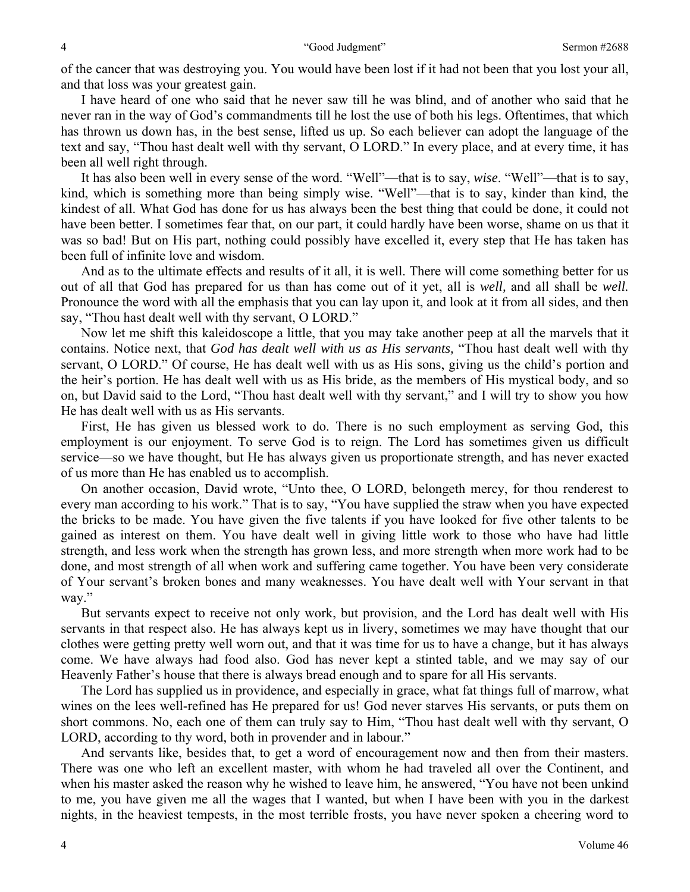of the cancer that was destroying you. You would have been lost if it had not been that you lost your all, and that loss was your greatest gain.

I have heard of one who said that he never saw till he was blind, and of another who said that he never ran in the way of God's commandments till he lost the use of both his legs. Oftentimes, that which has thrown us down has, in the best sense, lifted us up. So each believer can adopt the language of the text and say, "Thou hast dealt well with thy servant, O LORD." In every place, and at every time, it has been all well right through.

It has also been well in every sense of the word. "Well"—that is to say, *wise*. "Well"—that is to say, kind, which is something more than being simply wise. "Well"—that is to say, kinder than kind, the kindest of all. What God has done for us has always been the best thing that could be done, it could not have been better. I sometimes fear that, on our part, it could hardly have been worse, shame on us that it was so bad! But on His part, nothing could possibly have excelled it, every step that He has taken has been full of infinite love and wisdom.

And as to the ultimate effects and results of it all, it is well. There will come something better for us out of all that God has prepared for us than has come out of it yet, all is *well,* and all shall be *well.* Pronounce the word with all the emphasis that you can lay upon it, and look at it from all sides, and then say, "Thou hast dealt well with thy servant, O LORD."

Now let me shift this kaleidoscope a little, that you may take another peep at all the marvels that it contains. Notice next, that *God has dealt well with us as His servants,* "Thou hast dealt well with thy servant, O LORD." Of course, He has dealt well with us as His sons, giving us the child's portion and the heir's portion. He has dealt well with us as His bride, as the members of His mystical body, and so on, but David said to the Lord, "Thou hast dealt well with thy servant," and I will try to show you how He has dealt well with us as His servants.

First, He has given us blessed work to do. There is no such employment as serving God, this employment is our enjoyment. To serve God is to reign. The Lord has sometimes given us difficult service—so we have thought, but He has always given us proportionate strength, and has never exacted of us more than He has enabled us to accomplish.

On another occasion, David wrote, "Unto thee, O LORD, belongeth mercy, for thou renderest to every man according to his work." That is to say, "You have supplied the straw when you have expected the bricks to be made. You have given the five talents if you have looked for five other talents to be gained as interest on them. You have dealt well in giving little work to those who have had little strength, and less work when the strength has grown less, and more strength when more work had to be done, and most strength of all when work and suffering came together. You have been very considerate of Your servant's broken bones and many weaknesses. You have dealt well with Your servant in that way."

But servants expect to receive not only work, but provision, and the Lord has dealt well with His servants in that respect also. He has always kept us in livery, sometimes we may have thought that our clothes were getting pretty well worn out, and that it was time for us to have a change, but it has always come. We have always had food also. God has never kept a stinted table, and we may say of our Heavenly Father's house that there is always bread enough and to spare for all His servants.

The Lord has supplied us in providence, and especially in grace, what fat things full of marrow, what wines on the lees well-refined has He prepared for us! God never starves His servants, or puts them on short commons. No, each one of them can truly say to Him, "Thou hast dealt well with thy servant, O LORD, according to thy word, both in provender and in labour."

And servants like, besides that, to get a word of encouragement now and then from their masters. There was one who left an excellent master, with whom he had traveled all over the Continent, and when his master asked the reason why he wished to leave him, he answered, "You have not been unkind to me, you have given me all the wages that I wanted, but when I have been with you in the darkest nights, in the heaviest tempests, in the most terrible frosts, you have never spoken a cheering word to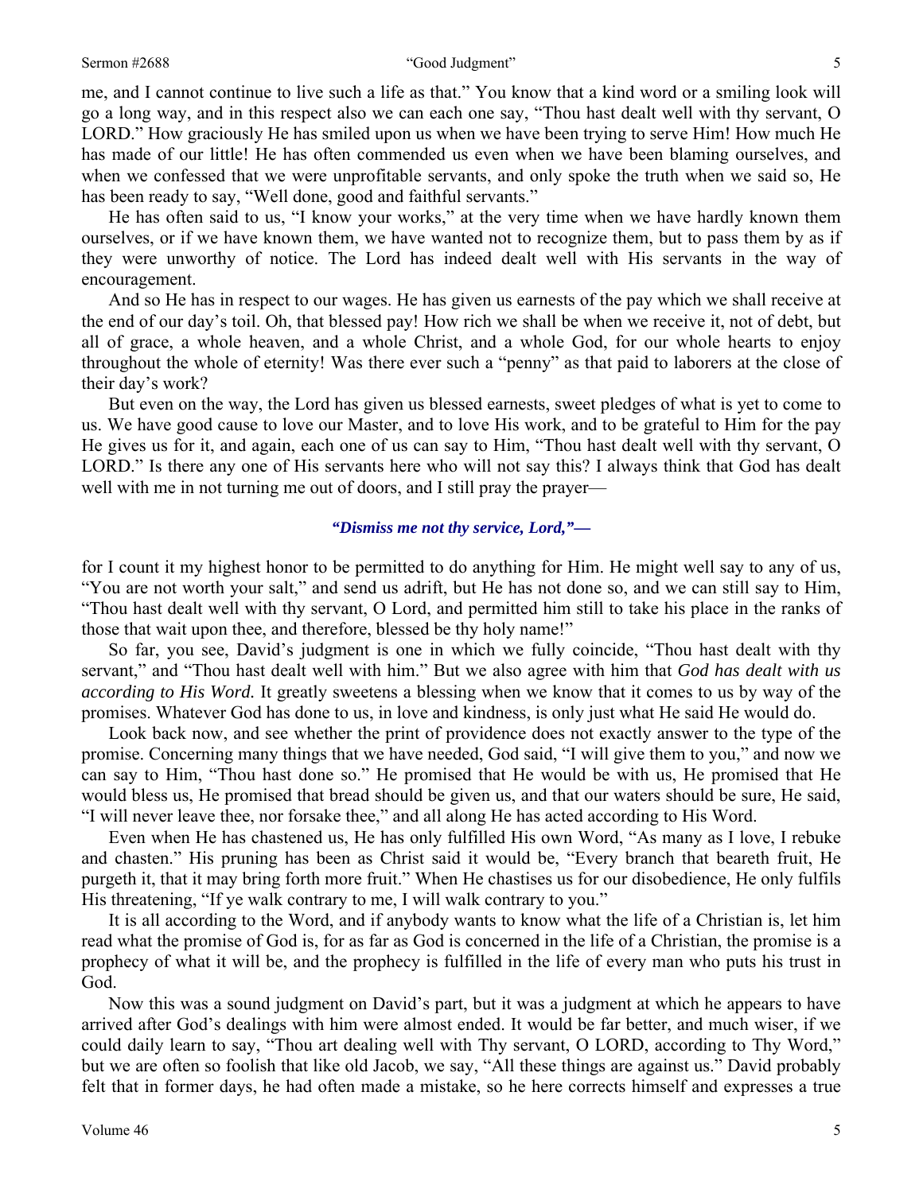me, and I cannot continue to live such a life as that." You know that a kind word or a smiling look will go a long way, and in this respect also we can each one say, "Thou hast dealt well with thy servant, O LORD." How graciously He has smiled upon us when we have been trying to serve Him! How much He has made of our little! He has often commended us even when we have been blaming ourselves, and when we confessed that we were unprofitable servants, and only spoke the truth when we said so, He has been ready to say, "Well done, good and faithful servants."

He has often said to us, "I know your works," at the very time when we have hardly known them ourselves, or if we have known them, we have wanted not to recognize them, but to pass them by as if they were unworthy of notice. The Lord has indeed dealt well with His servants in the way of encouragement.

And so He has in respect to our wages. He has given us earnests of the pay which we shall receive at the end of our day's toil. Oh, that blessed pay! How rich we shall be when we receive it, not of debt, but all of grace, a whole heaven, and a whole Christ, and a whole God, for our whole hearts to enjoy throughout the whole of eternity! Was there ever such a "penny" as that paid to laborers at the close of their day's work?

But even on the way, the Lord has given us blessed earnests, sweet pledges of what is yet to come to us. We have good cause to love our Master, and to love His work, and to be grateful to Him for the pay He gives us for it, and again, each one of us can say to Him, "Thou hast dealt well with thy servant, O LORD." Is there any one of His servants here who will not say this? I always think that God has dealt well with me in not turning me out of doors, and I still pray the prayer—

***"Dismiss me not thy service, Lord,"—***

for I count it my highest honor to be permitted to do anything for Him. He might well say to any of us, "You are not worth your salt," and send us adrift, but He has not done so, and we can still say to Him, "Thou hast dealt well with thy servant, O Lord, and permitted him still to take his place in the ranks of those that wait upon thee, and therefore, blessed be thy holy name!"

So far, you see, David's judgment is one in which we fully coincide, "Thou hast dealt with thy servant," and "Thou hast dealt well with him." But we also agree with him that *God has dealt with us according to His Word.* It greatly sweetens a blessing when we know that it comes to us by way of the promises. Whatever God has done to us, in love and kindness, is only just what He said He would do.

Look back now, and see whether the print of providence does not exactly answer to the type of the promise. Concerning many things that we have needed, God said, "I will give them to you," and now we can say to Him, "Thou hast done so." He promised that He would be with us, He promised that He would bless us, He promised that bread should be given us, and that our waters should be sure, He said, "I will never leave thee, nor forsake thee," and all along He has acted according to His Word.

Even when He has chastened us, He has only fulfilled His own Word, "As many as I love, I rebuke and chasten." His pruning has been as Christ said it would be, "Every branch that beareth fruit, He purgeth it, that it may bring forth more fruit." When He chastises us for our disobedience, He only fulfils His threatening, "If ye walk contrary to me, I will walk contrary to you."

It is all according to the Word, and if anybody wants to know what the life of a Christian is, let him read what the promise of God is, for as far as God is concerned in the life of a Christian, the promise is a prophecy of what it will be, and the prophecy is fulfilled in the life of every man who puts his trust in God.

Now this was a sound judgment on David's part, but it was a judgment at which he appears to have arrived after God's dealings with him were almost ended. It would be far better, and much wiser, if we could daily learn to say, "Thou art dealing well with Thy servant, O LORD, according to Thy Word," but we are often so foolish that like old Jacob, we say, "All these things are against us." David probably felt that in former days, he had often made a mistake, so he here corrects himself and expresses a true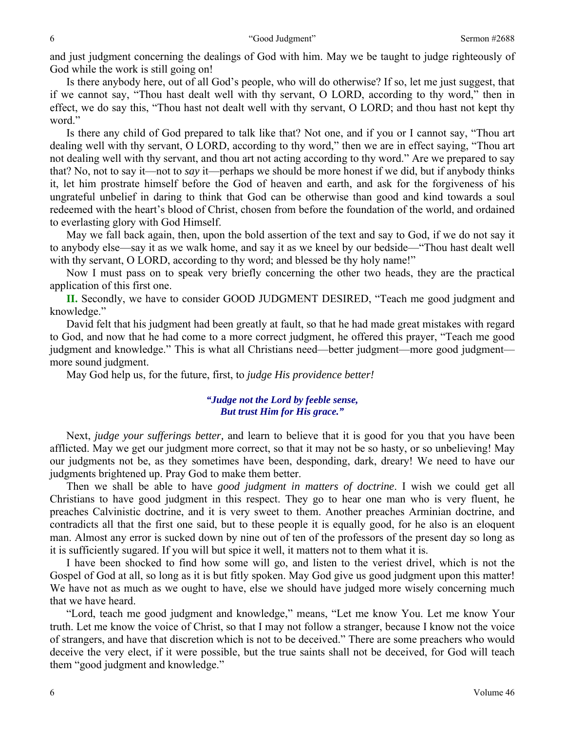and just judgment concerning the dealings of God with him. May we be taught to judge righteously of God while the work is still going on!

Is there anybody here, out of all God's people, who will do otherwise? If so, let me just suggest, that if we cannot say, "Thou hast dealt well with thy servant, O LORD, according to thy word," then in effect, we do say this, "Thou hast not dealt well with thy servant, O LORD; and thou hast not kept thy word."

Is there any child of God prepared to talk like that? Not one, and if you or I cannot say, "Thou art dealing well with thy servant, O LORD, according to thy word," then we are in effect saying, "Thou art not dealing well with thy servant, and thou art not acting according to thy word." Are we prepared to say that? No, not to say it—not to *say* it—perhaps we should be more honest if we did, but if anybody thinks it, let him prostrate himself before the God of heaven and earth, and ask for the forgiveness of his ungrateful unbelief in daring to think that God can be otherwise than good and kind towards a soul redeemed with the heart's blood of Christ, chosen from before the foundation of the world, and ordained to everlasting glory with God Himself.

May we fall back again, then, upon the bold assertion of the text and say to God, if we do not say it to anybody else—say it as we walk home, and say it as we kneel by our bedside—"Thou hast dealt well with thy servant, O LORD, according to thy word; and blessed be thy holy name!"

Now I must pass on to speak very briefly concerning the other two heads, they are the practical application of this first one.

**II.** Secondly, we have to consider GOOD JUDGMENT DESIRED, "Teach me good judgment and knowledge."

David felt that his judgment had been greatly at fault, so that he had made great mistakes with regard to God, and now that he had come to a more correct judgment, he offered this prayer, "Teach me good judgment and knowledge." This is what all Christians need—better judgment—more good judgment—more sound judgment.

May God help us, for the future, first, to *judge His providence better!*

> ***"Judge not the Lord by feeble sense,***
> ***But trust Him for His grace."***

Next, *judge your sufferings better,* and learn to believe that it is good for you that you have been afflicted. May we get our judgment more correct, so that it may not be so hasty, or so unbelieving! May our judgments not be, as they sometimes have been, desponding, dark, dreary! We need to have our judgments brightened up. Pray God to make them better.

Then we shall be able to have *good judgment in matters of doctrine*. I wish we could get all Christians to have good judgment in this respect. They go to hear one man who is very fluent, he preaches Calvinistic doctrine, and it is very sweet to them. Another preaches Arminian doctrine, and contradicts all that the first one said, but to these people it is equally good, for he also is an eloquent man. Almost any error is sucked down by nine out of ten of the professors of the present day so long as it is sufficiently sugared. If you will but spice it well, it matters not to them what it is.

I have been shocked to find how some will go, and listen to the veriest drivel, which is not the Gospel of God at all, so long as it is but fitly spoken. May God give us good judgment upon this matter! We have not as much as we ought to have, else we should have judged more wisely concerning much that we have heard.

"Lord, teach me good judgment and knowledge," means, "Let me know You. Let me know Your truth. Let me know the voice of Christ, so that I may not follow a stranger, because I know not the voice of strangers, and have that discretion which is not to be deceived." There are some preachers who would deceive the very elect, if it were possible, but the true saints shall not be deceived, for God will teach them "good judgment and knowledge."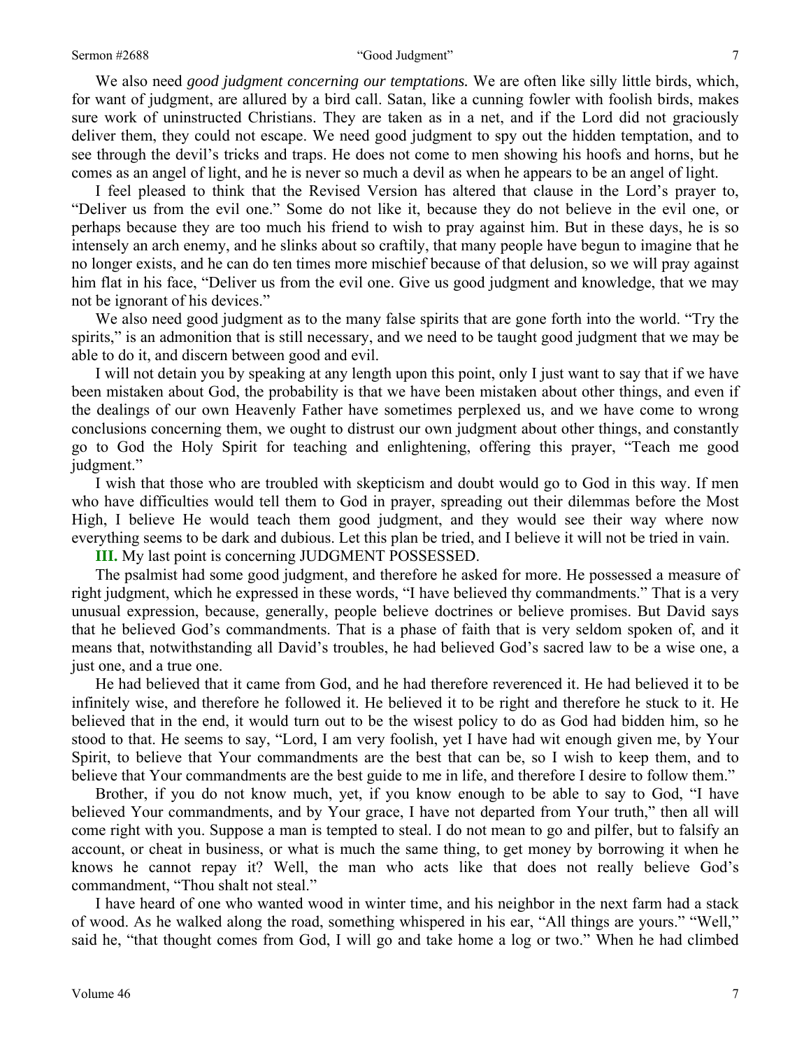We also need *good judgment concerning our temptations.* We are often like silly little birds, which, for want of judgment, are allured by a bird call. Satan, like a cunning fowler with foolish birds, makes sure work of uninstructed Christians. They are taken as in a net, and if the Lord did not graciously deliver them, they could not escape. We need good judgment to spy out the hidden temptation, and to see through the devil's tricks and traps. He does not come to men showing his hoofs and horns, but he comes as an angel of light, and he is never so much a devil as when he appears to be an angel of light.

I feel pleased to think that the Revised Version has altered that clause in the Lord's prayer to, "Deliver us from the evil one." Some do not like it, because they do not believe in the evil one, or perhaps because they are too much his friend to wish to pray against him. But in these days, he is so intensely an arch enemy, and he slinks about so craftily, that many people have begun to imagine that he no longer exists, and he can do ten times more mischief because of that delusion, so we will pray against him flat in his face, "Deliver us from the evil one. Give us good judgment and knowledge, that we may not be ignorant of his devices."

We also need good judgment as to the many false spirits that are gone forth into the world. "Try the spirits," is an admonition that is still necessary, and we need to be taught good judgment that we may be able to do it, and discern between good and evil.

I will not detain you by speaking at any length upon this point, only I just want to say that if we have been mistaken about God, the probability is that we have been mistaken about other things, and even if the dealings of our own Heavenly Father have sometimes perplexed us, and we have come to wrong conclusions concerning them, we ought to distrust our own judgment about other things, and constantly go to God the Holy Spirit for teaching and enlightening, offering this prayer, "Teach me good judgment."

I wish that those who are troubled with skepticism and doubt would go to God in this way. If men who have difficulties would tell them to God in prayer, spreading out their dilemmas before the Most High, I believe He would teach them good judgment, and they would see their way where now everything seems to be dark and dubious. Let this plan be tried, and I believe it will not be tried in vain.

**III.** My last point is concerning JUDGMENT POSSESSED.

The psalmist had some good judgment, and therefore he asked for more. He possessed a measure of right judgment, which he expressed in these words, "I have believed thy commandments." That is a very unusual expression, because, generally, people believe doctrines or believe promises. But David says that he believed God's commandments. That is a phase of faith that is very seldom spoken of, and it means that, notwithstanding all David's troubles, he had believed God's sacred law to be a wise one, a just one, and a true one.

He had believed that it came from God, and he had therefore reverenced it. He had believed it to be infinitely wise, and therefore he followed it. He believed it to be right and therefore he stuck to it. He believed that in the end, it would turn out to be the wisest policy to do as God had bidden him, so he stood to that. He seems to say, "Lord, I am very foolish, yet I have had wit enough given me, by Your Spirit, to believe that Your commandments are the best that can be, so I wish to keep them, and to believe that Your commandments are the best guide to me in life, and therefore I desire to follow them."

Brother, if you do not know much, yet, if you know enough to be able to say to God, "I have believed Your commandments, and by Your grace, I have not departed from Your truth," then all will come right with you. Suppose a man is tempted to steal. I do not mean to go and pilfer, but to falsify an account, or cheat in business, or what is much the same thing, to get money by borrowing it when he knows he cannot repay it? Well, the man who acts like that does not really believe God's commandment, "Thou shalt not steal."

I have heard of one who wanted wood in winter time, and his neighbor in the next farm had a stack of wood. As he walked along the road, something whispered in his ear, "All things are yours." "Well," said he, "that thought comes from God, I will go and take home a log or two." When he had climbed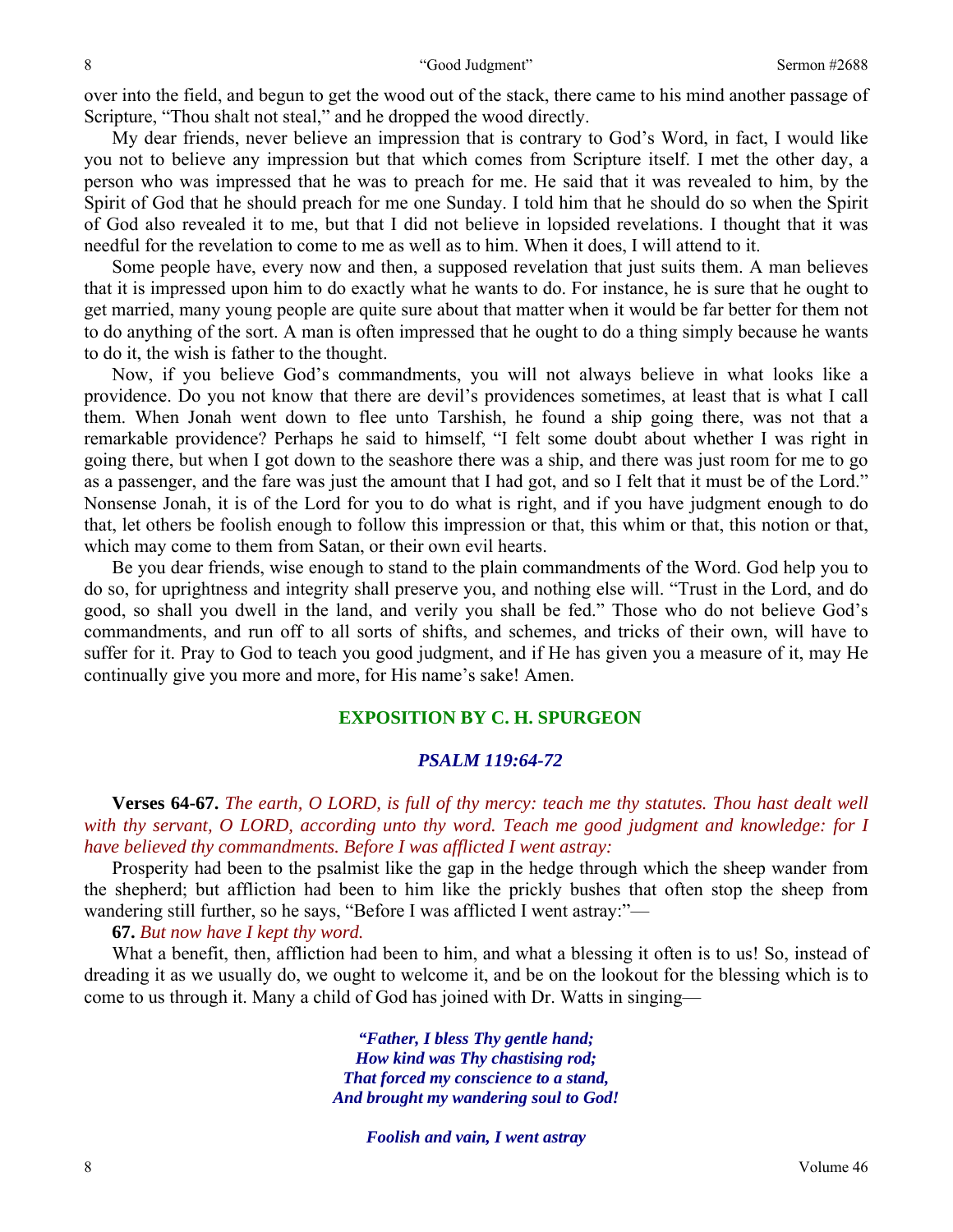over into the field, and begun to get the wood out of the stack, there came to his mind another passage of Scripture, "Thou shalt not steal," and he dropped the wood directly.

My dear friends, never believe an impression that is contrary to God's Word, in fact, I would like you not to believe any impression but that which comes from Scripture itself. I met the other day, a person who was impressed that he was to preach for me. He said that it was revealed to him, by the Spirit of God that he should preach for me one Sunday. I told him that he should do so when the Spirit of God also revealed it to me, but that I did not believe in lopsided revelations. I thought that it was needful for the revelation to come to me as well as to him. When it does, I will attend to it.

Some people have, every now and then, a supposed revelation that just suits them. A man believes that it is impressed upon him to do exactly what he wants to do. For instance, he is sure that he ought to get married, many young people are quite sure about that matter when it would be far better for them not to do anything of the sort. A man is often impressed that he ought to do a thing simply because he wants to do it, the wish is father to the thought.

Now, if you believe God's commandments, you will not always believe in what looks like a providence. Do you not know that there are devil's providences sometimes, at least that is what I call them. When Jonah went down to flee unto Tarshish, he found a ship going there, was not that a remarkable providence? Perhaps he said to himself, "I felt some doubt about whether I was right in going there, but when I got down to the seashore there was a ship, and there was just room for me to go as a passenger, and the fare was just the amount that I had got, and so I felt that it must be of the Lord." Nonsense Jonah, it is of the Lord for you to do what is right, and if you have judgment enough to do that, let others be foolish enough to follow this impression or that, this whim or that, this notion or that, which may come to them from Satan, or their own evil hearts.

Be you dear friends, wise enough to stand to the plain commandments of the Word. God help you to do so, for uprightness and integrity shall preserve you, and nothing else will. "Trust in the Lord, and do good, so shall you dwell in the land, and verily you shall be fed." Those who do not believe God's commandments, and run off to all sorts of shifts, and schemes, and tricks of their own, will have to suffer for it. Pray to God to teach you good judgment, and if He has given you a measure of it, may He continually give you more and more, for His name's sake! Amen.

## EXPOSITION BY C. H. SPURGEON

### *PSALM 119:64-72*

**Verses 64-67.** *The earth, O LORD, is full of thy mercy: teach me thy statutes. Thou hast dealt well with thy servant, O LORD, according unto thy word. Teach me good judgment and knowledge: for I have believed thy commandments. Before I was afflicted I went astray:*

Prosperity had been to the psalmist like the gap in the hedge through which the sheep wander from the shepherd; but affliction had been to him like the prickly bushes that often stop the sheep from wandering still further, so he says, "Before I was afflicted I went astray:"—

**67.** *But now have I kept thy word.*

What a benefit, then, affliction had been to him, and what a blessing it often is to us! So, instead of dreading it as we usually do, we ought to welcome it, and be on the lookout for the blessing which is to come to us through it. Many a child of God has joined with Dr. Watts in singing—

> ***"Father, I bless Thy gentle hand;***
> ***How kind was Thy chastising rod;***
> ***That forced my conscience to a stand,***
> ***And brought my wandering soul to God!***
>
> ***Foolish and vain, I went astray***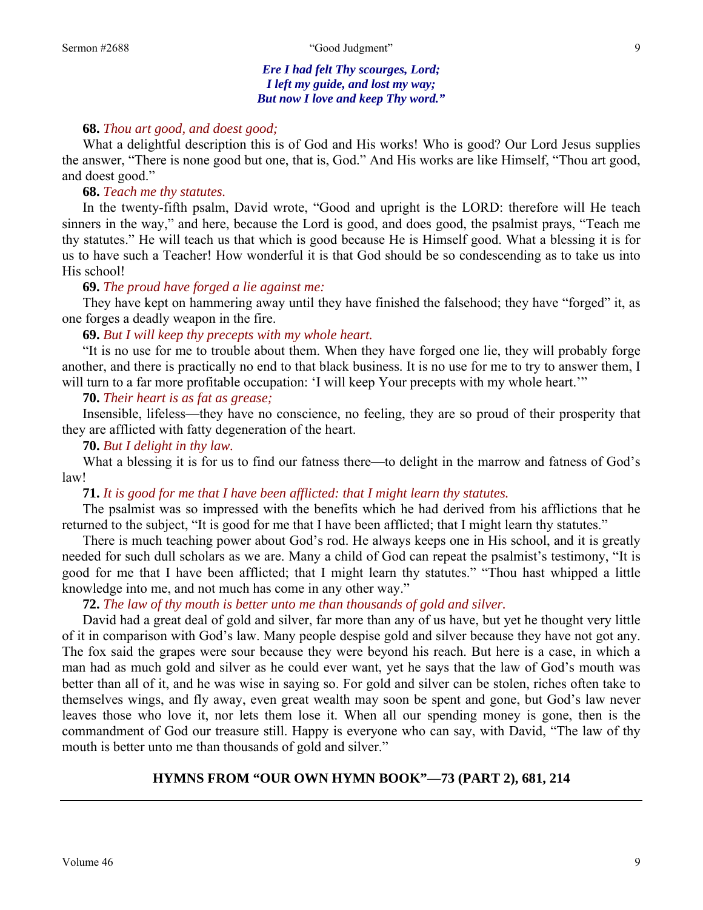*Ere I had felt Thy scourges, Lord;*
*I left my guide, and lost my way;*
*But now I love and keep Thy word."*

**68.** *Thou art good, and doest good;*

What a delightful description this is of God and His works! Who is good? Our Lord Jesus supplies the answer, "There is none good but one, that is, God." And His works are like Himself, "Thou art good, and doest good."

**68.** *Teach me thy statutes.*

In the twenty-fifth psalm, David wrote, "Good and upright is the LORD: therefore will He teach sinners in the way," and here, because the Lord is good, and does good, the psalmist prays, "Teach me thy statutes." He will teach us that which is good because He is Himself good. What a blessing it is for us to have such a Teacher! How wonderful it is that God should be so condescending as to take us into His school!

**69.** *The proud have forged a lie against me:*

They have kept on hammering away until they have finished the falsehood; they have "forged" it, as one forges a deadly weapon in the fire.

**69.** *But I will keep thy precepts with my whole heart.*

"It is no use for me to trouble about them. When they have forged one lie, they will probably forge another, and there is practically no end to that black business. It is no use for me to try to answer them, I will turn to a far more profitable occupation: 'I will keep Your precepts with my whole heart.'"

**70.** *Their heart is as fat as grease;*

Insensible, lifeless—they have no conscience, no feeling, they are so proud of their prosperity that they are afflicted with fatty degeneration of the heart.

**70.** *But I delight in thy law.*

What a blessing it is for us to find our fatness there—to delight in the marrow and fatness of God's law!

**71.** *It is good for me that I have been afflicted: that I might learn thy statutes.*

The psalmist was so impressed with the benefits which he had derived from his afflictions that he returned to the subject, "It is good for me that I have been afflicted; that I might learn thy statutes."

There is much teaching power about God's rod. He always keeps one in His school, and it is greatly needed for such dull scholars as we are. Many a child of God can repeat the psalmist's testimony, "It is good for me that I have been afflicted; that I might learn thy statutes." "Thou hast whipped a little knowledge into me, and not much has come in any other way."

**72.** *The law of thy mouth is better unto me than thousands of gold and silver.*

David had a great deal of gold and silver, far more than any of us have, but yet he thought very little of it in comparison with God's law. Many people despise gold and silver because they have not got any. The fox said the grapes were sour because they were beyond his reach. But here is a case, in which a man had as much gold and silver as he could ever want, yet he says that the law of God's mouth was better than all of it, and he was wise in saying so. For gold and silver can be stolen, riches often take to themselves wings, and fly away, even great wealth may soon be spent and gone, but God's law never leaves those who love it, nor lets them lose it. When all our spending money is gone, then is the commandment of God our treasure still. Happy is everyone who can say, with David, "The law of thy mouth is better unto me than thousands of gold and silver."

## HYMNS FROM "OUR OWN HYMN BOOK"—73 (PART 2), 681, 214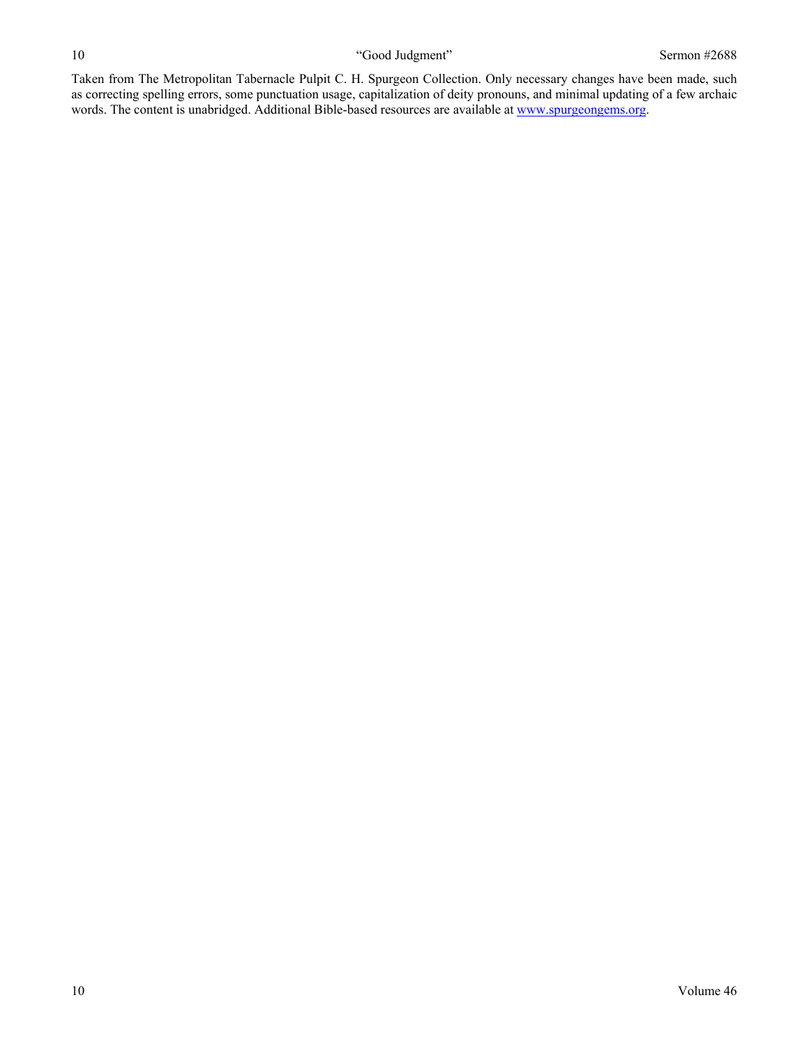Taken from The Metropolitan Tabernacle Pulpit C. H. Spurgeon Collection. Only necessary changes have been made, such as correcting spelling errors, some punctuation usage, capitalization of deity pronouns, and minimal updating of a few archaic words. The content is unabridged. Additional Bible-based resources are available at www.spurgeongems.org.